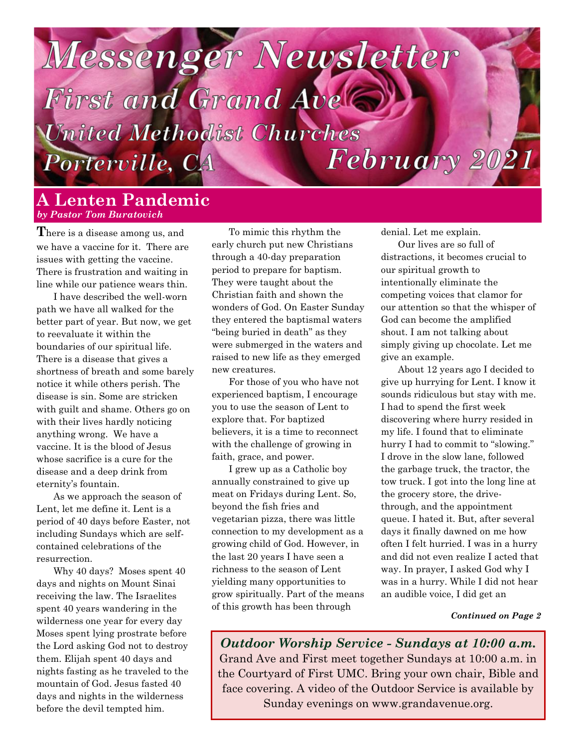# Messenger Newsletter

## First and Grand Ave United Methodist Churches

### Porterville, CA — February 2021

## A Lenten Pandemic

***by Pastor Tom Buratovich***

There is a disease among us, and we have a vaccine for it. There are issues with getting the vaccine. There is frustration and waiting in line while our patience wears thin.

I have described the well-worn path we have all walked for the better part of year. But now, we get to reevaluate it within the boundaries of our spiritual life. There is a disease that gives a shortness of breath and some barely notice it while others perish. The disease is sin. Some are stricken with guilt and shame. Others go on with their lives hardly noticing anything wrong. We have a vaccine. It is the blood of Jesus whose sacrifice is a cure for the disease and a deep drink from eternity's fountain.

As we approach the season of Lent, let me define it. Lent is a period of 40 days before Easter, not including Sundays which are self-contained celebrations of the resurrection.

Why 40 days? Moses spent 40 days and nights on Mount Sinai receiving the law. The Israelites spent 40 years wandering in the wilderness one year for every day Moses spent lying prostrate before the Lord asking God not to destroy them. Elijah spent 40 days and nights fasting as he traveled to the mountain of God. Jesus fasted 40 days and nights in the wilderness before the devil tempted him.

To mimic this rhythm the early church put new Christians through a 40-day preparation period to prepare for baptism. They were taught about the Christian faith and shown the wonders of God. On Easter Sunday they entered the baptismal waters "being buried in death" as they were submerged in the waters and raised to new life as they emerged new creatures.

For those of you who have not experienced baptism, I encourage you to use the season of Lent to explore that. For baptized believers, it is a time to reconnect with the challenge of growing in faith, grace, and power.

I grew up as a Catholic boy annually constrained to give up meat on Fridays during Lent. So, beyond the fish fries and vegetarian pizza, there was little connection to my development as a growing child of God. However, in the last 20 years I have seen a richness to the season of Lent yielding many opportunities to grow spiritually. Part of the means of this growth has been through denial. Let me explain.

Our lives are so full of distractions, it becomes crucial to our spiritual growth to intentionally eliminate the competing voices that clamor for our attention so that the whisper of God can become the amplified shout. I am not talking about simply giving up chocolate. Let me give an example.

About 12 years ago I decided to give up hurrying for Lent. I know it sounds ridiculous but stay with me. I had to spend the first week discovering where hurry resided in my life. I found that to eliminate hurry I had to commit to "slowing." I drove in the slow lane, followed the garbage truck, the tractor, the tow truck. I got into the long line at the grocery store, the drive-through, and the appointment queue. I hated it. But, after several days it finally dawned on me how often I felt hurried. I was in a hurry and did not even realize I acted that way. In prayer, I asked God why I was in a hurry. While I did not hear an audible voice, I did get an

***Continued on Page 2***

---

***Outdoor Worship Service - Sundays at 10:00 a.m.***

Grand Ave and First meet together Sundays at 10:00 a.m. in the Courtyard of First UMC. Bring your own chair, Bible and face covering. A video of the Outdoor Service is available by Sunday evenings on www.grandavenue.org.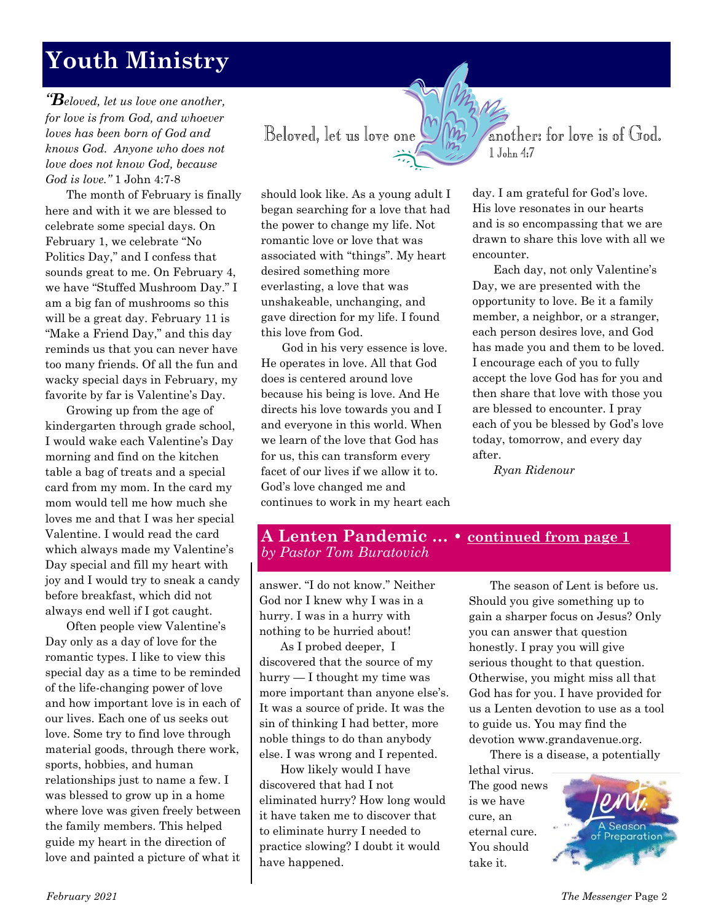# Youth Ministry

*"Beloved, let us love one another, for love is from God, and whoever loves has been born of God and knows God. Anyone who does not love does not know God, because God is love."* 1 John 4:7-8

Beloved, let us love one another: for love is of God.
1 John 4:7

The month of February is finally here and with it we are blessed to celebrate some special days. On February 1, we celebrate "No Politics Day," and I confess that sounds great to me. On February 4, we have "Stuffed Mushroom Day." I am a big fan of mushrooms so this will be a great day. February 11 is "Make a Friend Day," and this day reminds us that you can never have too many friends. Of all the fun and wacky special days in February, my favorite by far is Valentine's Day.

Growing up from the age of kindergarten through grade school, I would wake each Valentine's Day morning and find on the kitchen table a bag of treats and a special card from my mom. In the card my mom would tell me how much she loves me and that I was her special Valentine. I would read the card which always made my Valentine's Day special and fill my heart with joy and I would try to sneak a candy before breakfast, which did not always end well if I got caught.

Often people view Valentine's Day only as a day of love for the romantic types. I like to view this special day as a time to be reminded of the life-changing power of love and how important love is in each of our lives. Each one of us seeks out love. Some try to find love through material goods, through there work, sports, hobbies, and human relationships just to name a few. I was blessed to grow up in a home where love was given freely between the family members. This helped guide my heart in the direction of love and painted a picture of what it should look like. As a young adult I began searching for a love that had the power to change my life. Not romantic love or love that was associated with "things". My heart desired something more everlasting, a love that was unshakeable, unchanging, and gave direction for my life. I found this love from God.

God in his very essence is love. He operates in love. All that God does is centered around love because his being is love. And He directs his love towards you and I and everyone in this world. When we learn of the love that God has for us, this can transform every facet of our lives if we allow it to. God's love changed me and continues to work in my heart each day. I am grateful for God's love. His love resonates in our hearts and is so encompassing that we are drawn to share this love with all we encounter.

Each day, not only Valentine's Day, we are presented with the opportunity to love. Be it a family member, a neighbor, or a stranger, each person desires love, and God has made you and them to be loved. I encourage each of you to fully accept the love God has for you and then share that love with those you are blessed to encounter. I pray each of you be blessed by God's love today, tomorrow, and every day after.

*Ryan Ridenour*

## A Lenten Pandemic ... • continued from page 1
*by Pastor Tom Buratovich*

answer. "I do not know." Neither God nor I knew why I was in a hurry. I was in a hurry with nothing to be hurried about!

As I probed deeper, I discovered that the source of my hurry — I thought my time was more important than anyone else's. It was a source of pride. It was the sin of thinking I had better, more noble things to do than anybody else. I was wrong and I repented.

How likely would I have discovered that had I not eliminated hurry? How long would it have taken me to discover that to eliminate hurry I needed to practice slowing? I doubt it would have happened.

The season of Lent is before us. Should you give something up to gain a sharper focus on Jesus? Only you can answer that question honestly. I pray you will give serious thought to that question. Otherwise, you might miss all that God has for you. I have provided for us a Lenten devotion to use as a tool to guide us. You may find the devotion www.grandavenue.org.

There is a disease, a potentially lethal virus. The good news is we have cure, an eternal cure. You should take it.

Lent: A Season of Preparation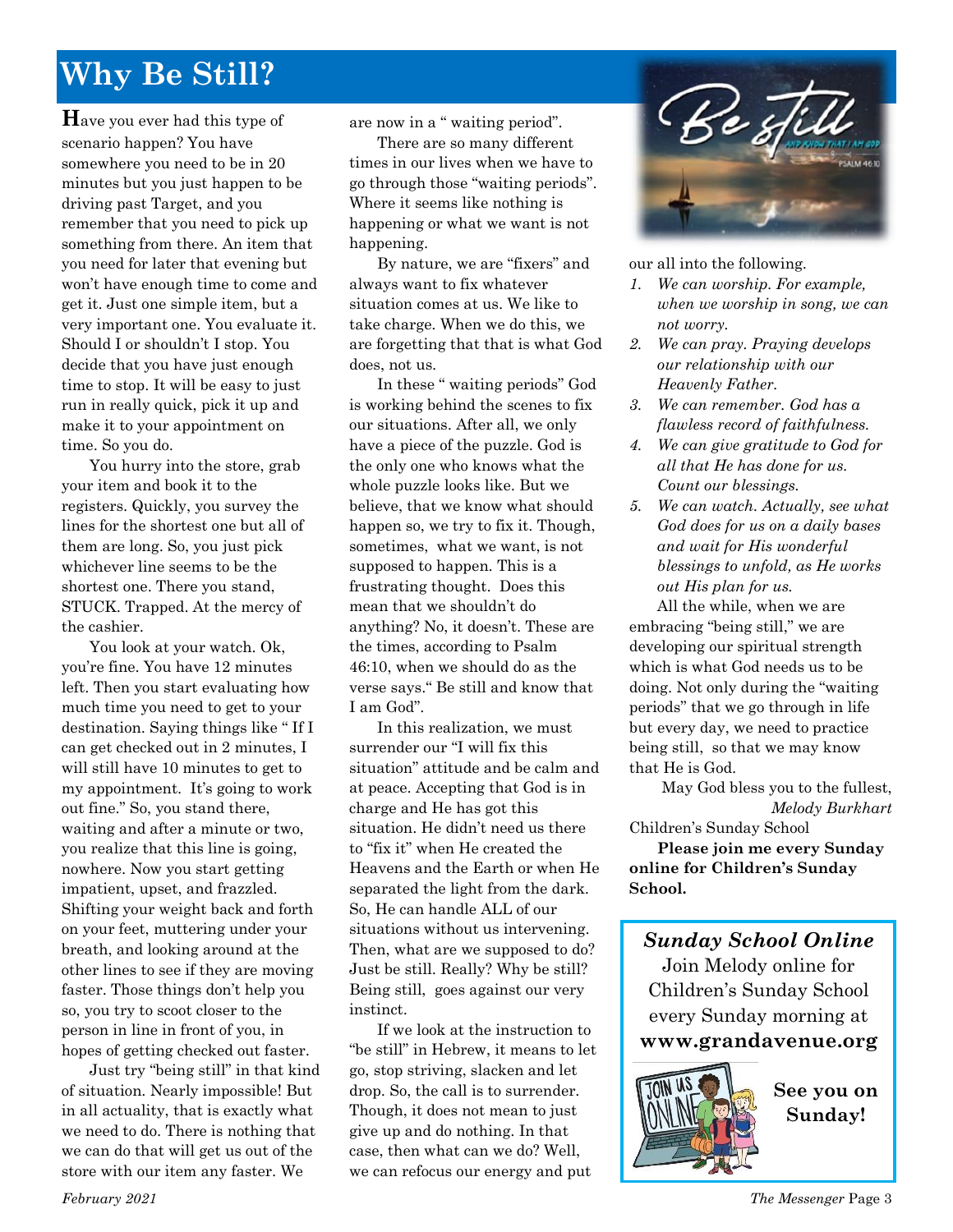# Why Be Still?

**H**ave you ever had this type of scenario happen? You have somewhere you need to be in 20 minutes but you just happen to be driving past Target, and you remember that you need to pick up something from there. An item that you need for later that evening but won't have enough time to come and get it. Just one simple item, but a very important one. You evaluate it. Should I or shouldn't I stop. You decide that you have just enough time to stop. It will be easy to just run in really quick, pick it up and make it to your appointment on time. So you do.

You hurry into the store, grab your item and book it to the registers. Quickly, you survey the lines for the shortest one but all of them are long. So, you just pick whichever line seems to be the shortest one. There you stand, STUCK. Trapped. At the mercy of the cashier.

You look at your watch. Ok, you're fine. You have 12 minutes left. Then you start evaluating how much time you need to get to your destination. Saying things like " If I can get checked out in 2 minutes, I will still have 10 minutes to get to my appointment. It's going to work out fine." So, you stand there, waiting and after a minute or two, you realize that this line is going, nowhere. Now you start getting impatient, upset, and frazzled. Shifting your weight back and forth on your feet, muttering under your breath, and looking around at the other lines to see if they are moving faster. Those things don't help you so, you try to scoot closer to the person in line in front of you, in hopes of getting checked out faster.

Just try "being still" in that kind of situation. Nearly impossible! But in all actuality, that is exactly what we need to do. There is nothing that we can do that will get us out of the store with our item any faster. We are now in a " waiting period".

There are so many different times in our lives when we have to go through those "waiting periods". Where it seems like nothing is happening or what we want is not happening.

By nature, we are "fixers" and always want to fix whatever situation comes at us. We like to take charge. When we do this, we are forgetting that that is what God does, not us.

In these " waiting periods" God is working behind the scenes to fix our situations. After all, we only have a piece of the puzzle. God is the only one who knows what the whole puzzle looks like. But we believe, that we know what should happen so, we try to fix it. Though, sometimes, what we want, is not supposed to happen. This is a frustrating thought. Does this mean that we shouldn't do anything? No, it doesn't. These are the times, according to Psalm 46:10, when we should do as the verse says." Be still and know that I am God".

In this realization, we must surrender our "I will fix this situation" attitude and be calm and at peace. Accepting that God is in charge and He has got this situation. He didn't need us there to "fix it" when He created the Heavens and the Earth or when He separated the light from the dark. So, He can handle ALL of our situations without us intervening. Then, what are we supposed to do? Just be still. Really? Why be still? Being still, goes against our very instinct.

If we look at the instruction to "be still" in Hebrew, it means to let go, stop striving, slacken and let drop. So, the call is to surrender. Though, it does not mean to just give up and do nothing. In that case, then what can we do? Well, we can refocus our energy and put our all into the following.

1. *We can worship. For example, when we worship in song, we can not worry.*
2. *We can pray. Praying develops our relationship with our Heavenly Father.*
3. *We can remember. God has a flawless record of faithfulness.*
4. *We can give gratitude to God for all that He has done for us. Count our blessings.*
5. *We can watch. Actually, see what God does for us on a daily bases and wait for His wonderful blessings to unfold, as He works out His plan for us.*

All the while, when we are embracing "being still," we are developing our spiritual strength which is what God needs us to be doing. Not only during the "waiting periods" that we go through in life but every day, we need to practice being still, so that we may know that He is God.

May God bless you to the fullest,
*Melody Burkhart*
Children's Sunday School

**Please join me every Sunday online for Children's Sunday School.**

***Sunday School Online***

Join Melody online for Children's Sunday School every Sunday morning at **www.grandavenue.org**

**See you on Sunday!**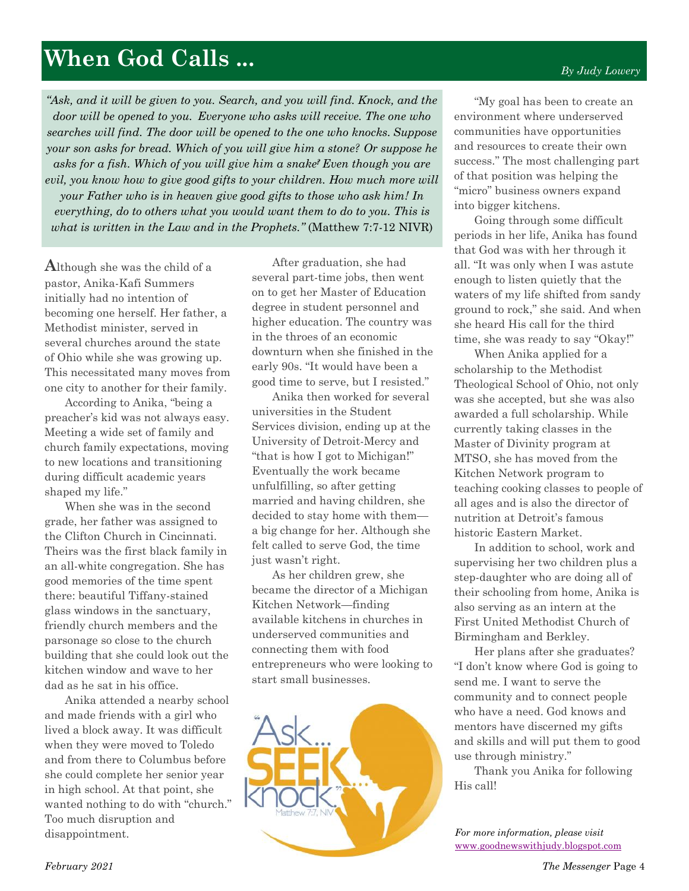# When God Calls ...

*By Judy Lowery*

*"Ask, and it will be given to you. Search, and you will find. Knock, and the door will be opened to you. Everyone who asks will receive. The one who searches will find. The door will be opened to the one who knocks. Suppose your son asks for bread. Which of you will give him a stone? Or suppose he asks for a fish. Which of you will give him a snake? Even though you are evil, you know how to give good gifts to your children. How much more will your Father who is in heaven give good gifts to those who ask him! In everything, do to others what you would want them to do to you. This is what is written in the Law and in the Prophets."* (Matthew 7:7-12 NIVR)

**A**lthough she was the child of a pastor, Anika-Kafi Summers initially had no intention of becoming one herself. Her father, a Methodist minister, served in several churches around the state of Ohio while she was growing up. This necessitated many moves from one city to another for their family.

According to Anika, "being a preacher's kid was not always easy. Meeting a wide set of family and church family expectations, moving to new locations and transitioning during difficult academic years shaped my life."

When she was in the second grade, her father was assigned to the Clifton Church in Cincinnati. Theirs was the first black family in an all-white congregation. She has good memories of the time spent there: beautiful Tiffany-stained glass windows in the sanctuary, friendly church members and the parsonage so close to the church building that she could look out the kitchen window and wave to her dad as he sat in his office.

Anika attended a nearby school and made friends with a girl who lived a block away. It was difficult when they were moved to Toledo and from there to Columbus before she could complete her senior year in high school. At that point, she wanted nothing to do with "church." Too much disruption and disappointment.

After graduation, she had several part-time jobs, then went on to get her Master of Education degree in student personnel and higher education. The country was in the throes of an economic downturn when she finished in the early 90s. "It would have been a good time to serve, but I resisted."

Anika then worked for several universities in the Student Services division, ending up at the University of Detroit-Mercy and "that is how I got to Michigan!" Eventually the work became unfulfilling, so after getting married and having children, she decided to stay home with them—a big change for her. Although she felt called to serve God, the time just wasn't right.

As her children grew, she became the director of a Michigan Kitchen Network—finding available kitchens in churches in underserved communities and connecting them with food entrepreneurs who were looking to start small businesses.

"My goal has been to create an environment where underserved communities have opportunities and resources to create their own success." The most challenging part of that position was helping the "micro" business owners expand into bigger kitchens.

Going through some difficult periods in her life, Anika has found that God was with her through it all. "It was only when I was astute enough to listen quietly that the waters of my life shifted from sandy ground to rock," she said. And when she heard His call for the third time, she was ready to say "Okay!"

When Anika applied for a scholarship to the Methodist Theological School of Ohio, not only was she accepted, but she was also awarded a full scholarship. While currently taking classes in the Master of Divinity program at MTSO, she has moved from the Kitchen Network program to teaching cooking classes to people of all ages and is also the director of nutrition at Detroit's famous historic Eastern Market.

In addition to school, work and supervising her two children plus a step-daughter who are doing all of their schooling from home, Anika is also serving as an intern at the First United Methodist Church of Birmingham and Berkley.

Her plans after she graduates? "I don't know where God is going to send me. I want to serve the community and to connect people who have a need. God knows and mentors have discerned my gifts and skills and will put them to good use through ministry."

Thank you Anika for following His call!

"Ask... SEEK... knock." Matthew 7:7, NIV

*For more information, please visit* www.goodnewswithjudy.blogspot.com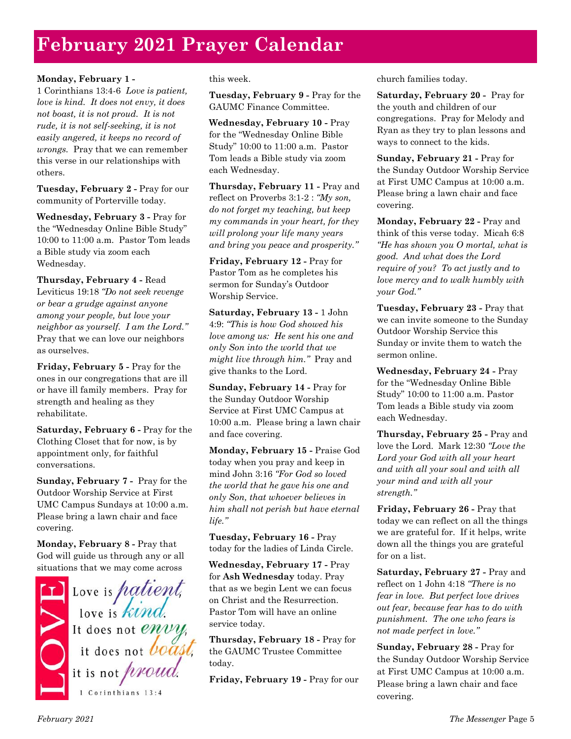# February 2021 Prayer Calendar

**Monday, February 1 -** 1 Corinthians 13:4-6 *Love is patient, love is kind. It does not envy, it does not boast, it is not proud. It is not rude, it is not self-seeking, it is not easily angered, it keeps no record of wrongs.* Pray that we can remember this verse in our relationships with others.

**Tuesday, February 2 -** Pray for our community of Porterville today.

**Wednesday, February 3 -** Pray for the "Wednesday Online Bible Study" 10:00 to 11:00 a.m. Pastor Tom leads a Bible study via zoom each Wednesday.

**Thursday, February 4 -** Read Leviticus 19:18 *"Do not seek revenge or bear a grudge against anyone among your people, but love your neighbor as yourself. I am the Lord."* Pray that we can love our neighbors as ourselves.

**Friday, February 5 -** Pray for the ones in our congregations that are ill or have ill family members. Pray for strength and healing as they rehabilitate.

**Saturday, February 6 -** Pray for the Clothing Closet that for now, is by appointment only, for faithful conversations.

**Sunday, February 7 -** Pray for the Outdoor Worship Service at First UMC Campus Sundays at 10:00 a.m. Please bring a lawn chair and face covering.

**Monday, February 8 -** Pray that God will guide us through any or all situations that we may come across this week.

LOVE — Love is *patient*, love is *kind*. It does not *envy*, it does not *boast*, it is not *proud*. 1 Corinthians 13:4

**Tuesday, February 9 -** Pray for the GAUMC Finance Committee.

**Wednesday, February 10 -** Pray for the "Wednesday Online Bible Study" 10:00 to 11:00 a.m. Pastor Tom leads a Bible study via zoom each Wednesday.

**Thursday, February 11 -** Pray and reflect on Proverbs 3:1-2 : *"My son, do not forget my teaching, but keep my commands in your heart, for they will prolong your life many years and bring you peace and prosperity."*

**Friday, February 12 -** Pray for Pastor Tom as he completes his sermon for Sunday's Outdoor Worship Service.

**Saturday, February 13 -** 1 John 4:9: *"This is how God showed his love among us: He sent his one and only Son into the world that we might live through him."* Pray and give thanks to the Lord.

**Sunday, February 14 -** Pray for the Sunday Outdoor Worship Service at First UMC Campus at 10:00 a.m. Please bring a lawn chair and face covering.

**Monday, February 15 -** Praise God today when you pray and keep in mind John 3:16 *"For God so loved the world that he gave his one and only Son, that whoever believes in him shall not perish but have eternal life."*

**Tuesday, February 16 -** Pray today for the ladies of Linda Circle.

**Wednesday, February 17 -** Pray for **Ash Wednesday** today. Pray that as we begin Lent we can focus on Christ and the Resurrection. Pastor Tom will have an online service today.

**Thursday, February 18 -** Pray for the GAUMC Trustee Committee today.

**Friday, February 19 -** Pray for our church families today.

**Saturday, February 20 -** Pray for the youth and children of our congregations. Pray for Melody and Ryan as they try to plan lessons and ways to connect to the kids.

**Sunday, February 21 -** Pray for the Sunday Outdoor Worship Service at First UMC Campus at 10:00 a.m. Please bring a lawn chair and face covering.

**Monday, February 22 -** Pray and think of this verse today. Micah 6:8 *"He has shown you O mortal, what is good. And what does the Lord require of you? To act justly and to love mercy and to walk humbly with your God."*

**Tuesday, February 23 -** Pray that we can invite someone to the Sunday Outdoor Worship Service this Sunday or invite them to watch the sermon online.

**Wednesday, February 24 -** Pray for the "Wednesday Online Bible Study" 10:00 to 11:00 a.m. Pastor Tom leads a Bible study via zoom each Wednesday.

**Thursday, February 25 -** Pray and love the Lord. Mark 12:30 *"Love the Lord your God with all your heart and with all your soul and with all your mind and with all your strength."*

**Friday, February 26 -** Pray that today we can reflect on all the things we are grateful for. If it helps, write down all the things you are grateful for on a list.

**Saturday, February 27 -** Pray and reflect on 1 John 4:18 *"There is no fear in love. But perfect love drives out fear, because fear has to do with punishment. The one who fears is not made perfect in love."*

**Sunday, February 28 -** Pray for the Sunday Outdoor Worship Service at First UMC Campus at 10:00 a.m. Please bring a lawn chair and face covering.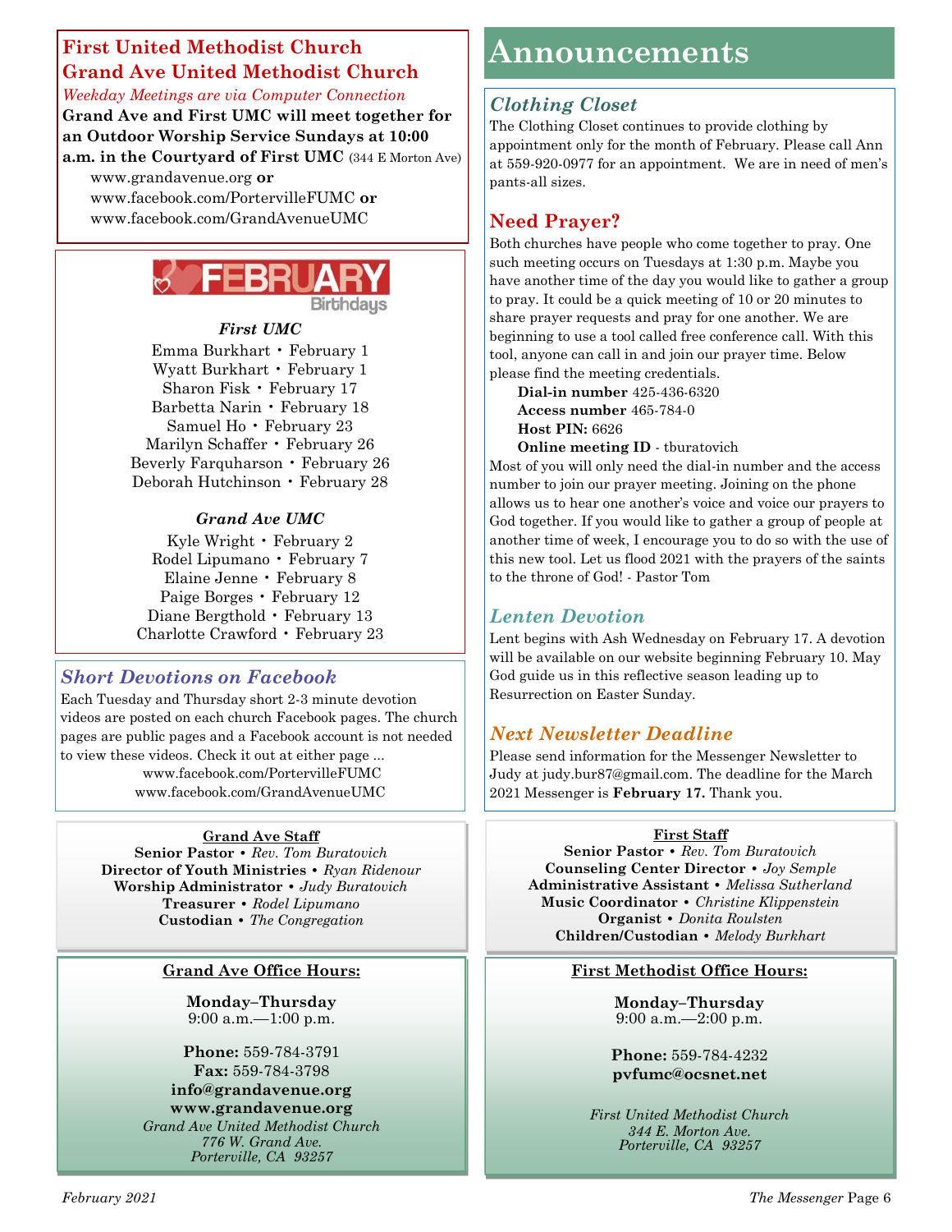## First United Methodist Church
## Grand Ave United Methodist Church

*Weekday Meetings are via Computer Connection*

**Grand Ave and First UMC will meet together for an Outdoor Worship Service Sundays at 10:00 a.m. in the Courtyard of First UMC** (344 E Morton Ave)

www.grandavenue.org **or**
www.facebook.com/PortervilleFUMC **or**
www.facebook.com/GrandAvenueUMC

## FEBRUARY Birthdays

***First UMC***

Emma Burkhart • February 1
Wyatt Burkhart • February 1
Sharon Fisk • February 17
Barbetta Narin • February 18
Samuel Ho • February 23
Marilyn Schaffer • February 26
Beverly Farquharson • February 26
Deborah Hutchinson • February 28

***Grand Ave UMC***

Kyle Wright • February 2
Rodel Lipumano • February 7
Elaine Jenne • February 8
Paige Borges • February 12
Diane Bergthold • February 13
Charlotte Crawford • February 23

### *Short Devotions on Facebook*

Each Tuesday and Thursday short 2-3 minute devotion videos are posted on each church Facebook pages. The church pages are public pages and a Facebook account is not needed to view these videos. Check it out at either page ...

www.facebook.com/PortervilleFUMC
www.facebook.com/GrandAvenueUMC

# Announcements

### *Clothing Closet*

The Clothing Closet continues to provide clothing by appointment only for the month of February. Please call Ann at 559-920-0977 for an appointment. We are in need of men's pants-all sizes.

### Need Prayer?

Both churches have people who come together to pray. One such meeting occurs on Tuesdays at 1:30 p.m. Maybe you have another time of the day you would like to gather a group to pray. It could be a quick meeting of 10 or 20 minutes to share prayer requests and pray for one another. We are beginning to use a tool called free conference call. With this tool, anyone can call in and join our prayer time. Below please find the meeting credentials.

**Dial-in number** 425-436-6320
**Access number** 465-784-0
**Host PIN:** 6626
**Online meeting ID** - tburatovich

Most of you will only need the dial-in number and the access number to join our prayer meeting. Joining on the phone allows us to hear one another's voice and voice our prayers to God together. If you would like to gather a group of people at another time of week, I encourage you to do so with the use of this new tool. Let us flood 2021 with the prayers of the saints to the throne of God! - Pastor Tom

### *Lenten Devotion*

Lent begins with Ash Wednesday on February 17. A devotion will be available on our website beginning February 10. May God guide us in this reflective season leading up to Resurrection on Easter Sunday.

### *Next Newsletter Deadline*

Please send information for the Messenger Newsletter to Judy at judy.bur87@gmail.com. The deadline for the March 2021 Messenger is **February 17.** Thank you.

**Grand Ave Staff**

**Senior Pastor** • *Rev. Tom Buratovich*
**Director of Youth Ministries** • *Ryan Ridenour*
**Worship Administrator** • *Judy Buratovich*
**Treasurer** • *Rodel Lipumano*
**Custodian** • *The Congregation*

**First Staff**

**Senior Pastor** • *Rev. Tom Buratovich*
**Counseling Center Director** • *Joy Semple*
**Administrative Assistant** • *Melissa Sutherland*
**Music Coordinator** • *Christine Klippenstein*
**Organist** • *Donita Roulsten*
**Children/Custodian** • *Melody Burkhart*

**Grand Ave Office Hours:**

**Monday–Thursday**
9:00 a.m.—1:00 p.m.

**Phone:** 559-784-3791
**Fax:** 559-784-3798
**info@grandavenue.org**
**www.grandavenue.org**

*Grand Ave United Methodist Church*
*776 W. Grand Ave.*
*Porterville, CA 93257*

**First Methodist Office Hours:**

**Monday–Thursday**
9:00 a.m.—2:00 p.m.

**Phone:** 559-784-4232
**pvfumc@ocsnet.net**

*First United Methodist Church*
*344 E. Morton Ave.*
*Porterville, CA 93257*